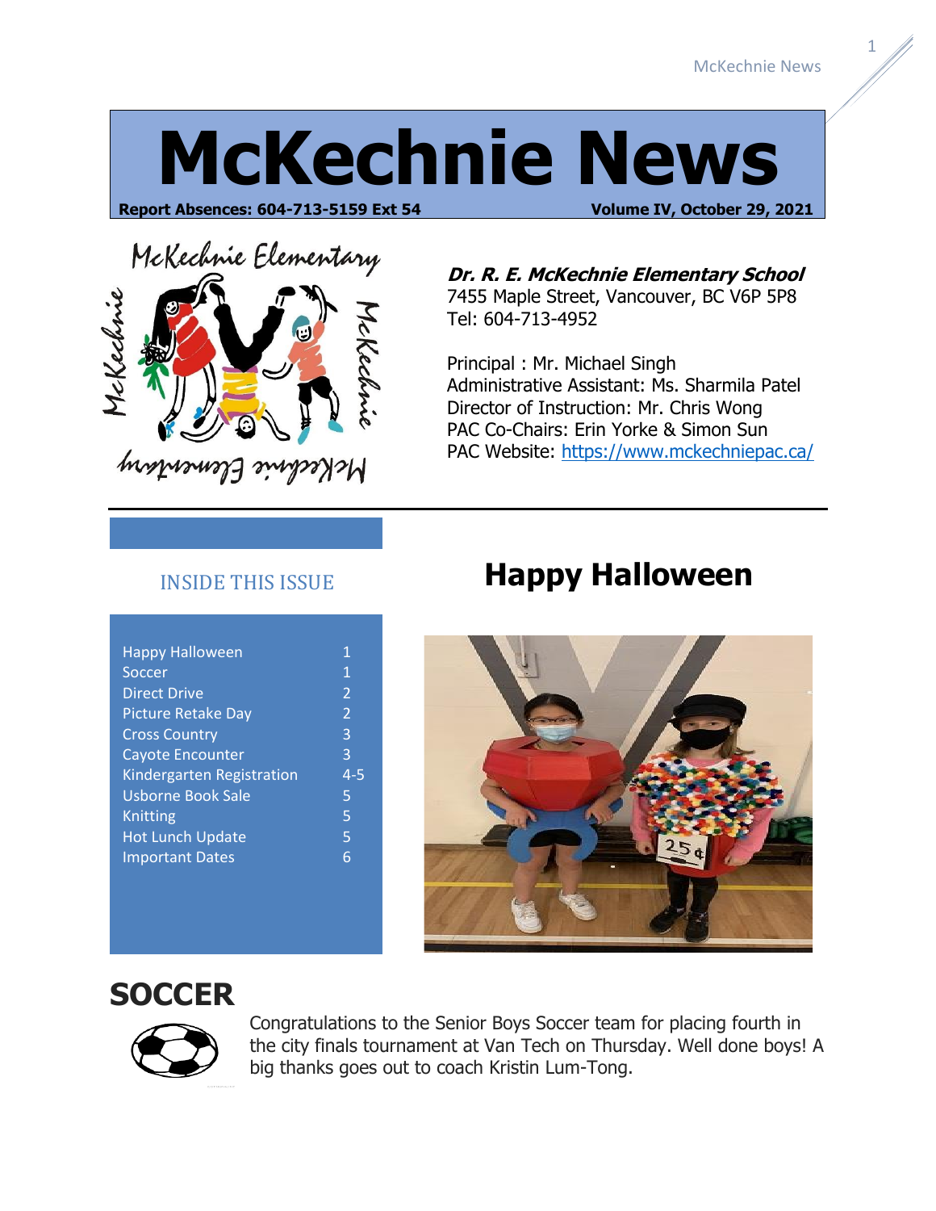# McKechnie News

**Report Absences: 604-713-5159 Ext 54** **Volume IV, October 29, 2021**

***Dr. R. E. McKechnie Elementary School***
7455 Maple Street, Vancouver, BC V6P 5P8
Tel: 604-713-4952

Principal : Mr. Michael Singh
Administrative Assistant: Ms. Sharmila Patel
Director of Instruction: Mr. Chris Wong
PAC Co-Chairs: Erin Yorke & Simon Sun
PAC Website: [https://www.mckechniepac.ca/](https://www.mckechniepac.ca/)

## INSIDE THIS ISSUE

| | |
|---|---|
| Happy Halloween | 1 |
| Soccer | 1 |
| Direct Drive | 2 |
| Picture Retake Day | 2 |
| Cross Country | 3 |
| Cayote Encounter | 3 |
| Kindergarten Registration | 4-5 |
| Usborne Book Sale | 5 |
| Knitting | 5 |
| Hot Lunch Update | 5 |
| Important Dates | 6 |

# Happy Halloween

# SOCCER

Congratulations to the Senior Boys Soccer team for placing fourth in the city finals tournament at Van Tech on Thursday. Well done boys! A big thanks goes out to coach Kristin Lum-Tong.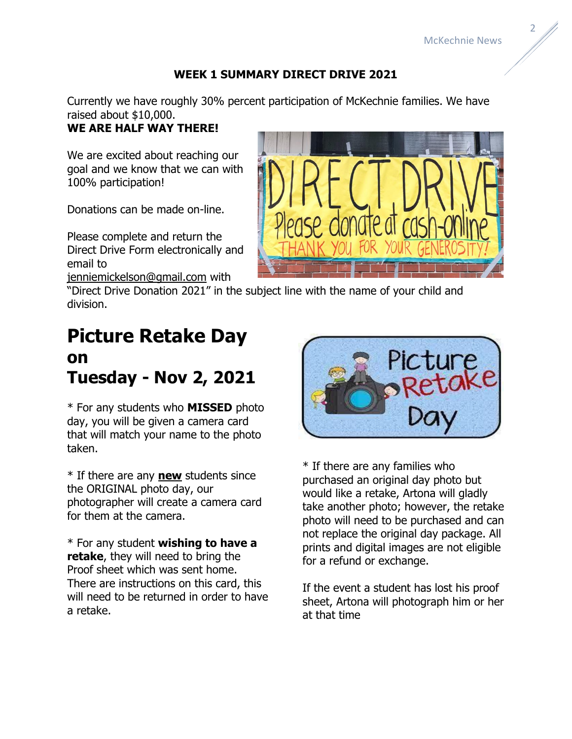## WEEK 1 SUMMARY DIRECT DRIVE 2021

Currently we have roughly 30% percent participation of McKechnie families. We have raised about $10,000.

**WE ARE HALF WAY THERE!**

We are excited about reaching our goal and we know that we can with 100% participation!

Donations can be made on-line.

Please complete and return the Direct Drive Form electronically and email to jenniemickelson@gmail.com with "Direct Drive Donation 2021" in the subject line with the name of your child and division.

# Picture Retake Day on Tuesday - Nov 2, 2021

* For any students who **MISSED** photo day, you will be given a camera card that will match your name to the photo taken.

* If there are any **new** students since the ORIGINAL photo day, our photographer will create a camera card for them at the camera.

* For any student **wishing to have a retake**, they will need to bring the Proof sheet which was sent home. There are instructions on this card, this will need to be returned in order to have a retake.

* If there are any families who purchased an original day photo but would like a retake, Artona will gladly take another photo; however, the retake photo will need to be purchased and can not replace the original day package. All prints and digital images are not eligible for a refund or exchange.

If the event a student has lost his proof sheet, Artona will photograph him or her at that time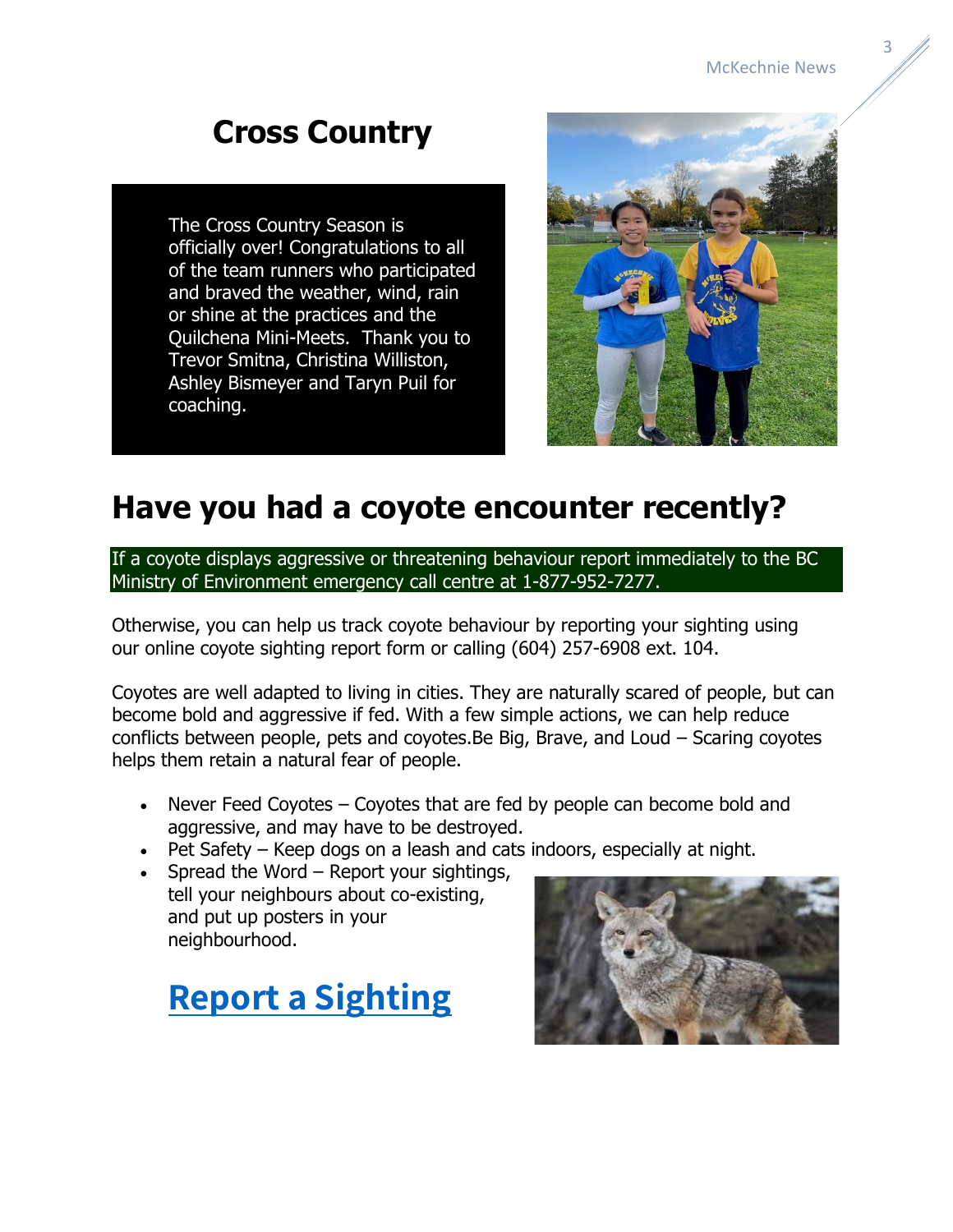# Cross Country

The Cross Country Season is officially over! Congratulations to all of the team runners who participated and braved the weather, wind, rain or shine at the practices and the Quilchena Mini-Meets.  Thank you to Trevor Smitna, Christina Williston, Ashley Bismeyer and Taryn Puil for coaching.

# Have you had a coyote encounter recently?

If a coyote displays aggressive or threatening behaviour report immediately to the BC Ministry of Environment emergency call centre at 1-877-952-7277.

Otherwise, you can help us track coyote behaviour by reporting your sighting using our online coyote sighting report form or calling (604) 257-6908 ext. 104.

Coyotes are well adapted to living in cities. They are naturally scared of people, but can become bold and aggressive if fed. With a few simple actions, we can help reduce conflicts between people, pets and coyotes.Be Big, Brave, and Loud – Scaring coyotes helps them retain a natural fear of people.

- Never Feed Coyotes – Coyotes that are fed by people can become bold and aggressive, and may have to be destroyed.
- Pet Safety – Keep dogs on a leash and cats indoors, especially at night.
- Spread the Word – Report your sightings, tell your neighbours about co-existing, and put up posters in your neighbourhood.

## Report a Sighting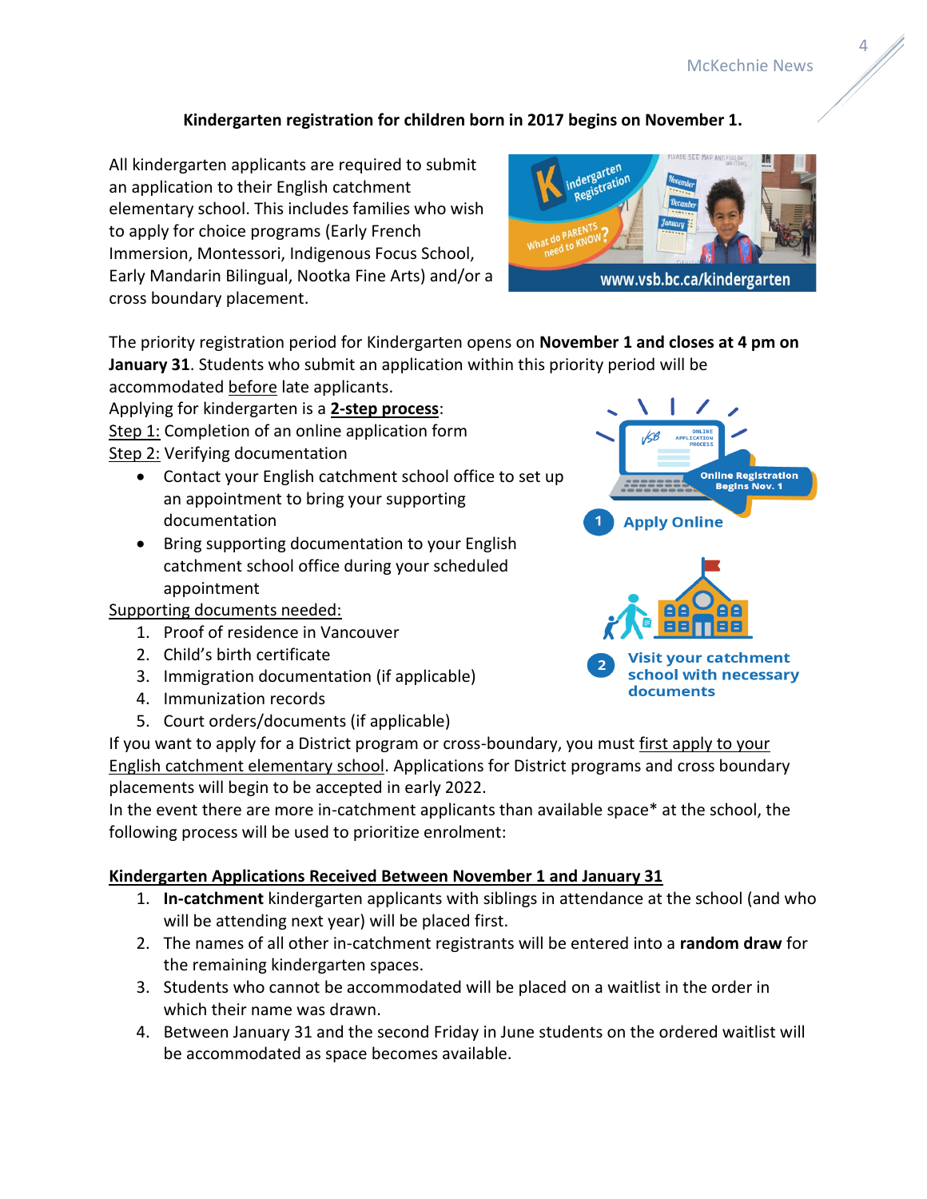**Kindergarten registration for children born in 2017 begins on November 1.**

All kindergarten applicants are required to submit an application to their English catchment elementary school. This includes families who wish to apply for choice programs (Early French Immersion, Montessori, Indigenous Focus School, Early Mandarin Bilingual, Nootka Fine Arts) and/or a cross boundary placement.

The priority registration period for Kindergarten opens on **November 1 and closes at 4 pm on January 31**. Students who submit an application within this priority period will be accommodated before late applicants.

Applying for kindergarten is a **2-step process**:

Step 1: Completion of an online application form

Step 2: Verifying documentation

- Contact your English catchment school office to set up an appointment to bring your supporting documentation
- Bring supporting documentation to your English catchment school office during your scheduled appointment

Supporting documents needed:

1. Proof of residence in Vancouver
2. Child's birth certificate
3. Immigration documentation (if applicable)
4. Immunization records
5. Court orders/documents (if applicable)

If you want to apply for a District program or cross-boundary, you must first apply to your English catchment elementary school. Applications for District programs and cross boundary placements will begin to be accepted in early 2022.

In the event there are more in-catchment applicants than available space* at the school, the following process will be used to prioritize enrolment:

**Kindergarten Applications Received Between November 1 and January 31**

1. **In-catchment** kindergarten applicants with siblings in attendance at the school (and who will be attending next year) will be placed first.
2. The names of all other in-catchment registrants will be entered into a **random draw** for the remaining kindergarten spaces.
3. Students who cannot be accommodated will be placed on a waitlist in the order in which their name was drawn.
4. Between January 31 and the second Friday in June students on the ordered waitlist will be accommodated as space becomes available.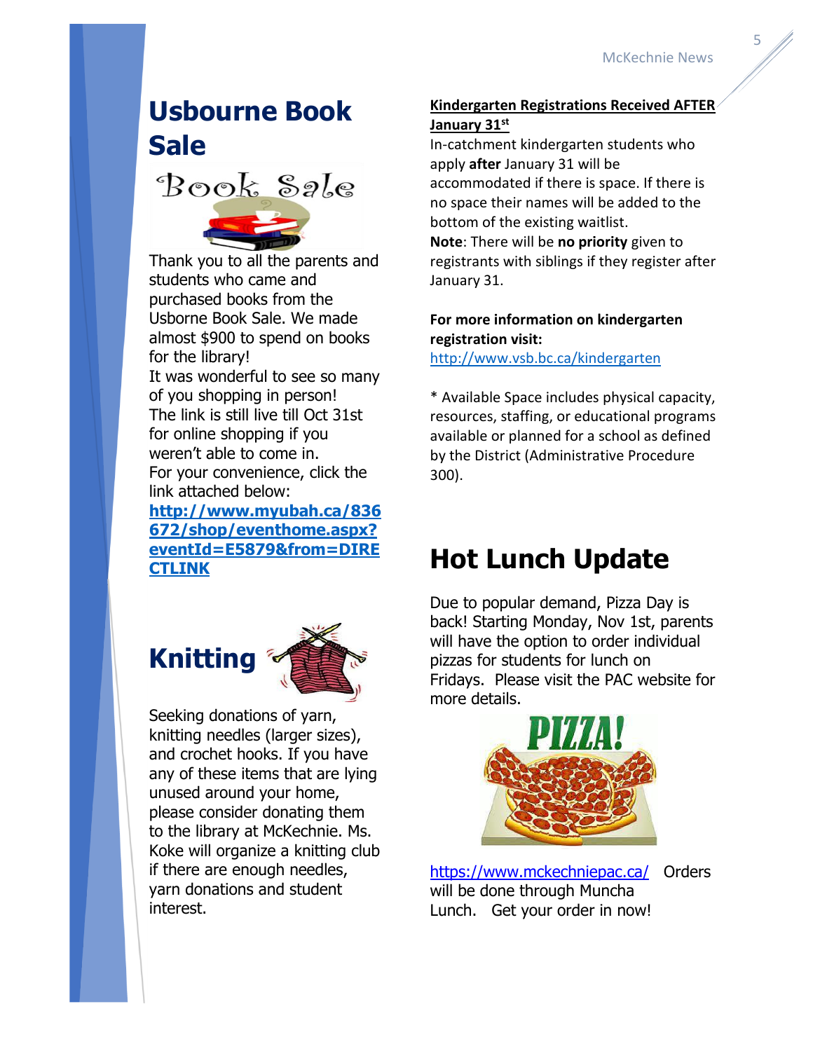# Usbourne Book Sale

Thank you to all the parents and students who came and purchased books from the Usborne Book Sale. We made almost $900 to spend on books for the library!

It was wonderful to see so many of you shopping in person!

The link is still live till Oct 31st for online shopping if you weren't able to come in.

For your convenience, click the link attached below:

**http://www.myubah.ca/836672/shop/eventhome.aspx?eventId=E5879&from=DIRECTLINK**

# Knitting

Seeking donations of yarn, knitting needles (larger sizes), and crochet hooks. If you have any of these items that are lying unused around your home, please consider donating them to the library at McKechnie. Ms. Koke will organize a knitting club if there are enough needles, yarn donations and student interest.

**Kindergarten Registrations Received AFTER January 31st**

In-catchment kindergarten students who apply **after** January 31 will be accommodated if there is space. If there is no space their names will be added to the bottom of the existing waitlist.

**Note**: There will be **no priority** given to registrants with siblings if they register after January 31.

**For more information on kindergarten registration visit:**
http://www.vsb.bc.ca/kindergarten

* Available Space includes physical capacity, resources, staffing, or educational programs available or planned for a school as defined by the District (Administrative Procedure 300).

# Hot Lunch Update

Due to popular demand, Pizza Day is back! Starting Monday, Nov 1st, parents will have the option to order individual pizzas for students for lunch on Fridays. Please visit the PAC website for more details.

https://www.mckechniepac.ca/ Orders will be done through Muncha Lunch. Get your order in now!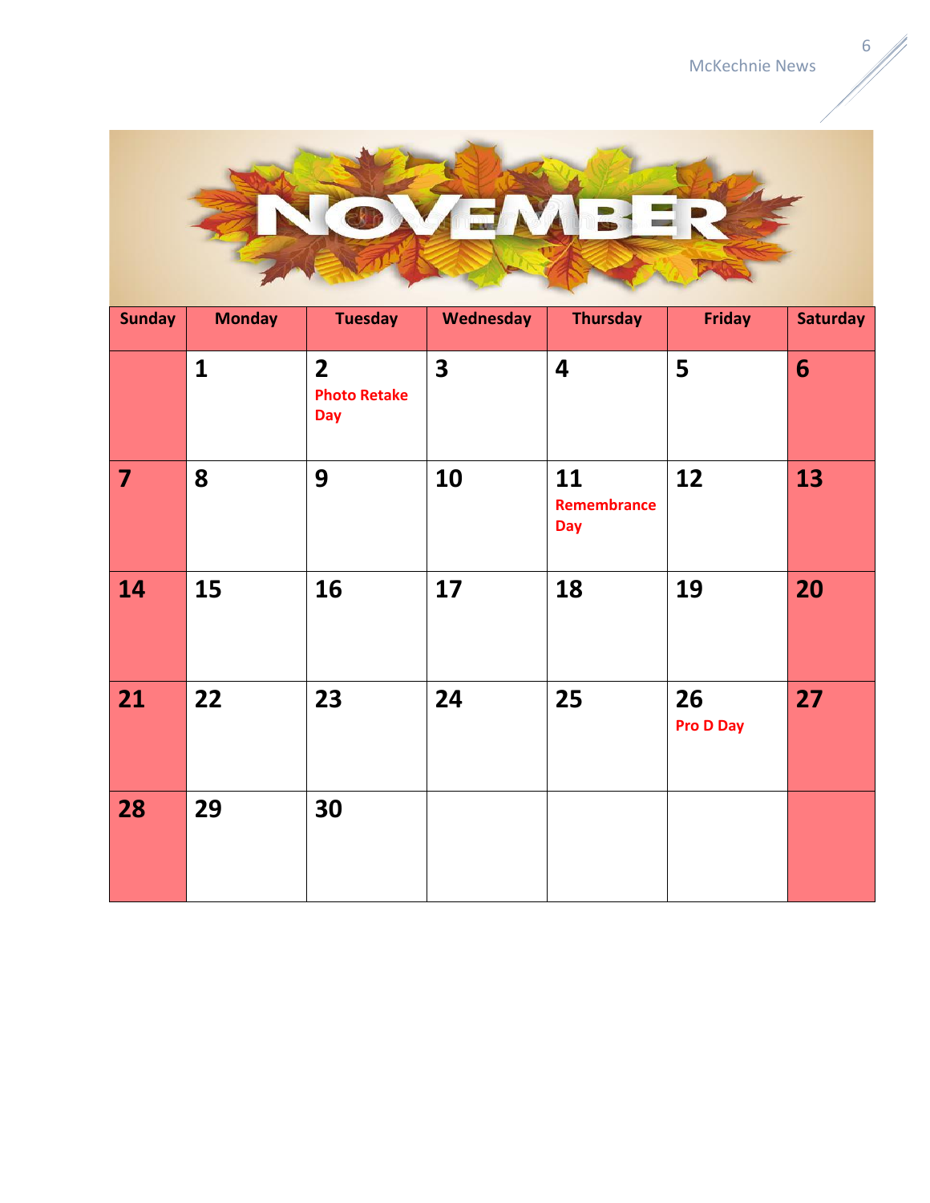# NOVEMBER

| Sunday | Monday | Tuesday | Wednesday | Thursday | Friday | Saturday |
|---|---|---|---|---|---|---|
| | 1 | 2 Photo Retake Day | 3 | 4 | 5 | 6 |
| 7 | 8 | 9 | 10 | 11 Remembrance Day | 12 | 13 |
| 14 | 15 | 16 | 17 | 18 | 19 | 20 |
| 21 | 22 | 23 | 24 | 25 | 26 Pro D Day | 27 |
| 28 | 29 | 30 | | | | |